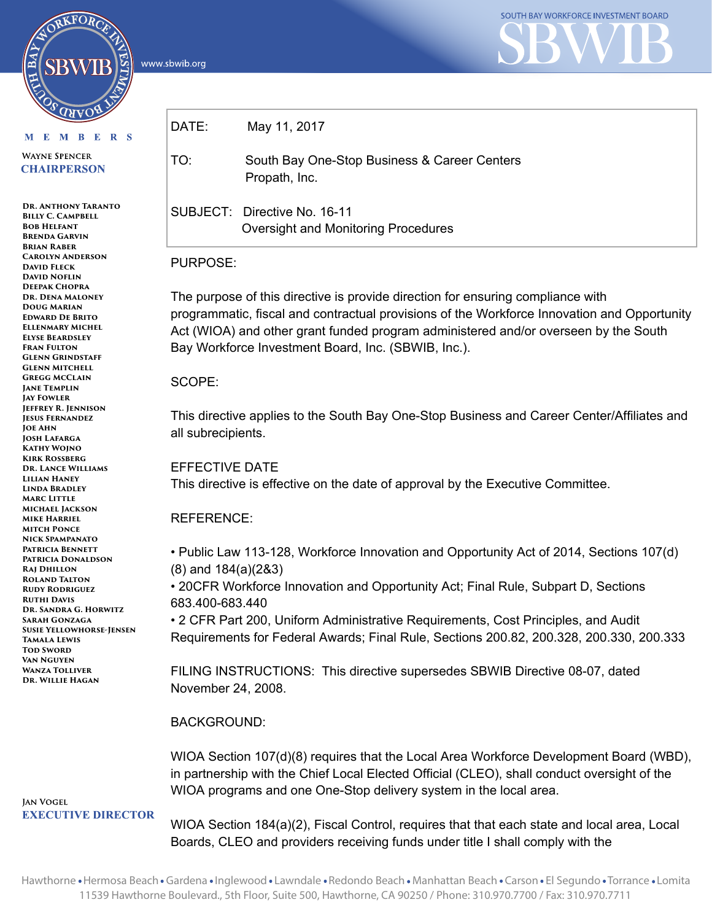SOUTH BAY WORKFORCE INVESTMENT BOARD

www.sbwib.org

MEMBERS

WAYNE SPENCER
**CHAIRPERSON**

DR. ANTHONY TARANTO
BILLY C. CAMPBELL
BOB HELFANT
BRENDA GARVIN
BRIAN RABER
CAROLYN ANDERSON
DAVID FLECK
DAVID NOFLIN
DEEPAK CHOPRA
DR. DENA MALONEY
DOUG MARIAN
EDWARD DE BRITO
ELLENMARY MICHEL
ELYSE BEARDSLEY
FRAN FULTON
GLENN GRINDSTAFF
GLENN MITCHELL
GREGG MCCLAIN
JANE TEMPLIN
JAY FOWLER
JEFFREY R. JENNISON
JESUS FERNANDEZ
JOE AHN
JOSH LAFARGA
KATHY WOJNO
KIRK ROSSBERG
DR. LANCE WILLIAMS
LILIAN HANEY
LINDA BRADLEY
MARC LITTLE
MICHAEL JACKSON
MIKE HARRIEL
MITCH PONCE
NICK SPAMPANATO
PATRICIA BENNETT
PATRICIA DONALDSON
RAJ DHILLON
ROLAND TALTON
RUDY RODRIGUEZ
RUTHI DAVIS
DR. SANDRA G. HORWITZ
SARAH GONZAGA
SUSIE YELLOWHORSE-JENSEN
TAMALA LEWIS
TOD SWORD
VAN NGUYEN
WANZA TOLLIVER
DR. WILLIE HAGAN

JAN VOGEL
**EXECUTIVE DIRECTOR**

| | |
|---|---|
| DATE: | May 11, 2017 |
| TO: | South Bay One-Stop Business & Career Centers<br>Propath, Inc. |
| SUBJECT: | Directive No. 16-11<br>Oversight and Monitoring Procedures |

PURPOSE:

The purpose of this directive is provide direction for ensuring compliance with programmatic, fiscal and contractual provisions of the Workforce Innovation and Opportunity Act (WIOA) and other grant funded program administered and/or overseen by the South Bay Workforce Investment Board, Inc. (SBWIB, Inc.).

SCOPE:

This directive applies to the South Bay One-Stop Business and Career Center/Affiliates and all subrecipients.

EFFECTIVE DATE

This directive is effective on the date of approval by the Executive Committee.

REFERENCE:

- Public Law 113-128, Workforce Innovation and Opportunity Act of 2014, Sections 107(d)(8) and 184(a)(2&3)
- 20CFR Workforce Innovation and Opportunity Act; Final Rule, Subpart D, Sections 683.400-683.440
- 2 CFR Part 200, Uniform Administrative Requirements, Cost Principles, and Audit Requirements for Federal Awards; Final Rule, Sections 200.82, 200.328, 200.330, 200.333

FILING INSTRUCTIONS: This directive supersedes SBWIB Directive 08-07, dated November 24, 2008.

BACKGROUND:

WIOA Section 107(d)(8) requires that the Local Area Workforce Development Board (WBD), in partnership with the Chief Local Elected Official (CLEO), shall conduct oversight of the WIOA programs and one One-Stop delivery system in the local area.

WIOA Section 184(a)(2), Fiscal Control, requires that that each state and local area, Local Boards, CLEO and providers receiving funds under title I shall comply with the

Hawthorne • Hermosa Beach • Gardena • Inglewood • Lawndale • Redondo Beach • Manhattan Beach • Carson • El Segundo • Torrance • Lomita
11539 Hawthorne Boulevard., 5th Floor, Suite 500, Hawthorne, CA 90250 / Phone: 310.970.7700 / Fax: 310.970.7711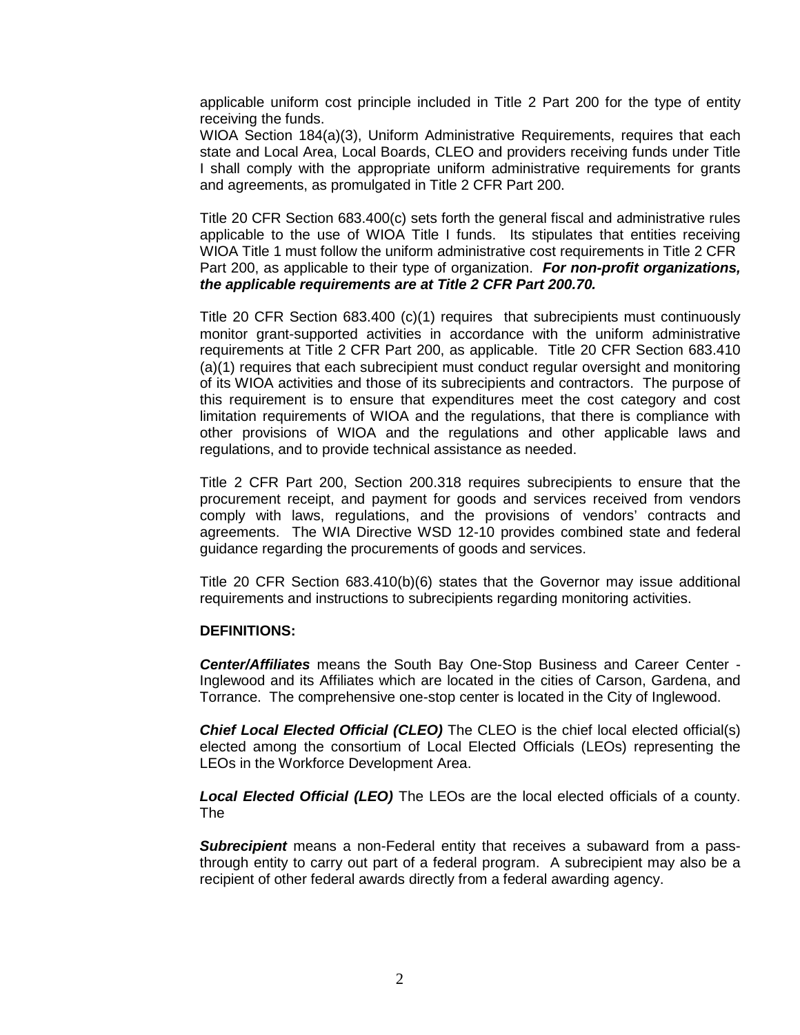applicable uniform cost principle included in Title 2 Part 200 for the type of entity receiving the funds.
WIOA Section 184(a)(3), Uniform Administrative Requirements, requires that each state and Local Area, Local Boards, CLEO and providers receiving funds under Title I shall comply with the appropriate uniform administrative requirements for grants and agreements, as promulgated in Title 2 CFR Part 200.

Title 20 CFR Section 683.400(c) sets forth the general fiscal and administrative rules applicable to the use of WIOA Title I funds. Its stipulates that entities receiving WIOA Title 1 must follow the uniform administrative cost requirements in Title 2 CFR Part 200, as applicable to their type of organization. ***For non-profit organizations, the applicable requirements are at Title 2 CFR Part 200.70.***

Title 20 CFR Section 683.400 (c)(1) requires that subrecipients must continuously monitor grant-supported activities in accordance with the uniform administrative requirements at Title 2 CFR Part 200, as applicable. Title 20 CFR Section 683.410 (a)(1) requires that each subrecipient must conduct regular oversight and monitoring of its WIOA activities and those of its subrecipients and contractors. The purpose of this requirement is to ensure that expenditures meet the cost category and cost limitation requirements of WIOA and the regulations, that there is compliance with other provisions of WIOA and the regulations and other applicable laws and regulations, and to provide technical assistance as needed.

Title 2 CFR Part 200, Section 200.318 requires subrecipients to ensure that the procurement receipt, and payment for goods and services received from vendors comply with laws, regulations, and the provisions of vendors' contracts and agreements. The WIA Directive WSD 12-10 provides combined state and federal guidance regarding the procurements of goods and services.

Title 20 CFR Section 683.410(b)(6) states that the Governor may issue additional requirements and instructions to subrecipients regarding monitoring activities.

**DEFINITIONS:**

***Center/Affiliates*** means the South Bay One-Stop Business and Career Center - Inglewood and its Affiliates which are located in the cities of Carson, Gardena, and Torrance. The comprehensive one-stop center is located in the City of Inglewood.

***Chief Local Elected Official (CLEO)*** The CLEO is the chief local elected official(s) elected among the consortium of Local Elected Officials (LEOs) representing the LEOs in the Workforce Development Area.

***Local Elected Official (LEO)*** The LEOs are the local elected officials of a county. The

***Subrecipient*** means a non-Federal entity that receives a subaward from a pass-through entity to carry out part of a federal program. A subrecipient may also be a recipient of other federal awards directly from a federal awarding agency.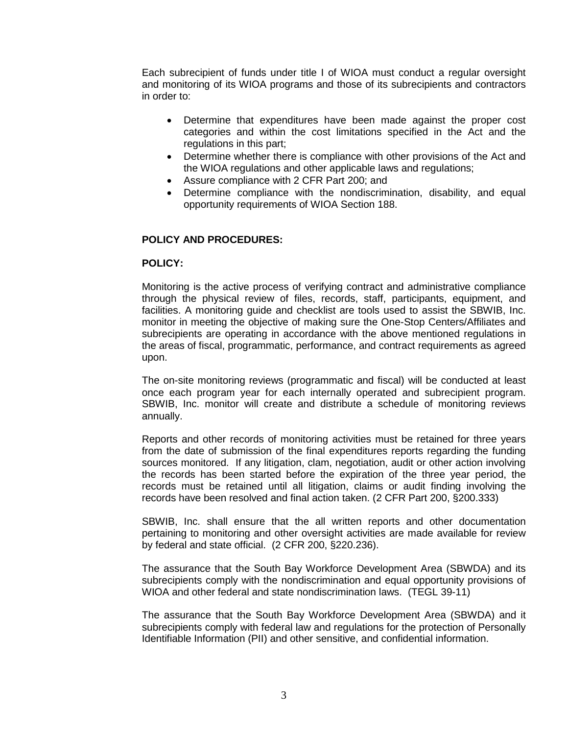Each subrecipient of funds under title I of WIOA must conduct a regular oversight and monitoring of its WIOA programs and those of its subrecipients and contractors in order to:

- Determine that expenditures have been made against the proper cost categories and within the cost limitations specified in the Act and the regulations in this part;
- Determine whether there is compliance with other provisions of the Act and the WIOA regulations and other applicable laws and regulations;
- Assure compliance with 2 CFR Part 200; and
- Determine compliance with the nondiscrimination, disability, and equal opportunity requirements of WIOA Section 188.

**POLICY AND PROCEDURES:**

**POLICY:**

Monitoring is the active process of verifying contract and administrative compliance through the physical review of files, records, staff, participants, equipment, and facilities. A monitoring guide and checklist are tools used to assist the SBWIB, Inc. monitor in meeting the objective of making sure the One-Stop Centers/Affiliates and subrecipients are operating in accordance with the above mentioned regulations in the areas of fiscal, programmatic, performance, and contract requirements as agreed upon.

The on-site monitoring reviews (programmatic and fiscal) will be conducted at least once each program year for each internally operated and subrecipient program. SBWIB, Inc. monitor will create and distribute a schedule of monitoring reviews annually.

Reports and other records of monitoring activities must be retained for three years from the date of submission of the final expenditures reports regarding the funding sources monitored. If any litigation, clam, negotiation, audit or other action involving the records has been started before the expiration of the three year period, the records must be retained until all litigation, claims or audit finding involving the records have been resolved and final action taken. (2 CFR Part 200, §200.333)

SBWIB, Inc. shall ensure that the all written reports and other documentation pertaining to monitoring and other oversight activities are made available for review by federal and state official. (2 CFR 200, §220.236).

The assurance that the South Bay Workforce Development Area (SBWDA) and its subrecipients comply with the nondiscrimination and equal opportunity provisions of WIOA and other federal and state nondiscrimination laws. (TEGL 39-11)

The assurance that the South Bay Workforce Development Area (SBWDA) and it subrecipients comply with federal law and regulations for the protection of Personally Identifiable Information (PII) and other sensitive, and confidential information.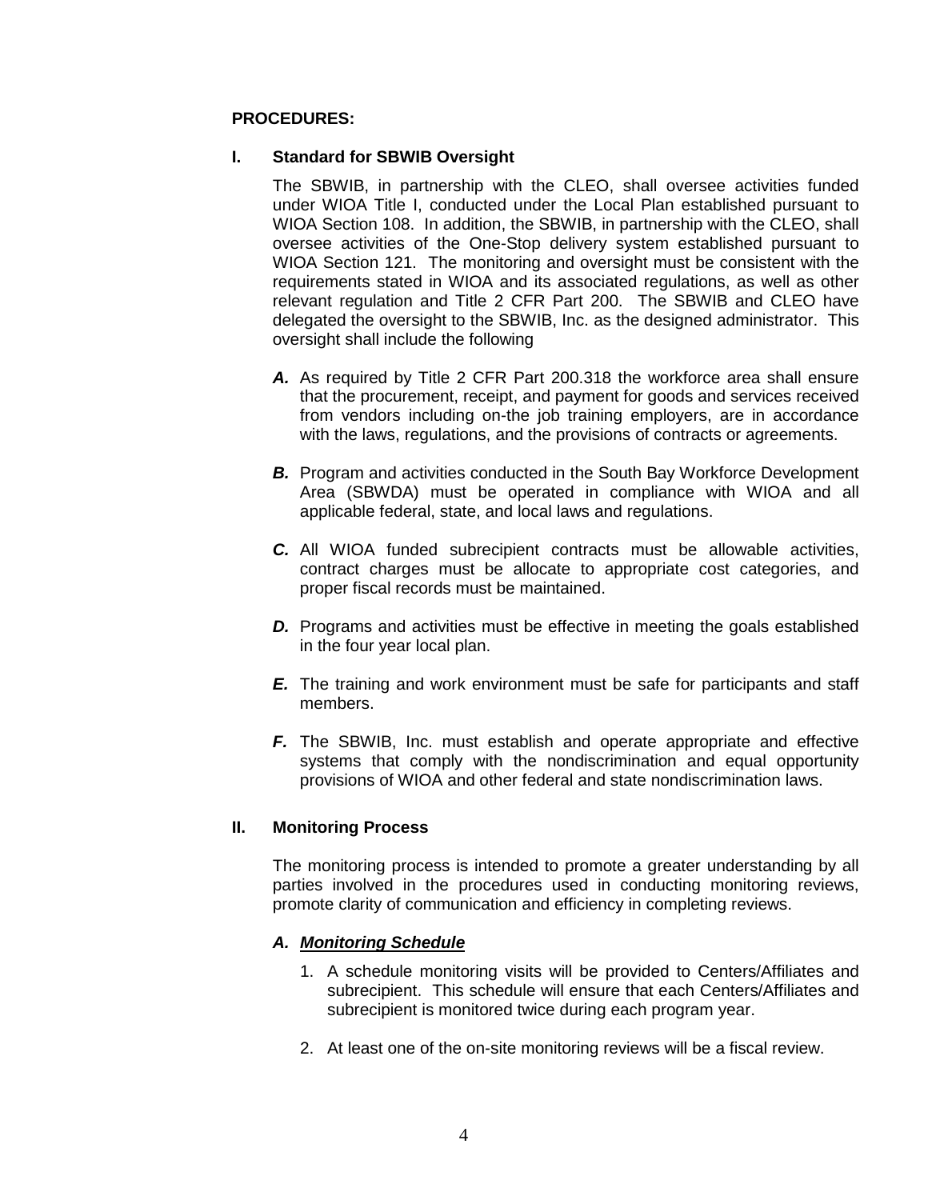**PROCEDURES:**

**I. Standard for SBWIB Oversight**

The SBWIB, in partnership with the CLEO, shall oversee activities funded under WIOA Title I, conducted under the Local Plan established pursuant to WIOA Section 108. In addition, the SBWIB, in partnership with the CLEO, shall oversee activities of the One-Stop delivery system established pursuant to WIOA Section 121. The monitoring and oversight must be consistent with the requirements stated in WIOA and its associated regulations, as well as other relevant regulation and Title 2 CFR Part 200. The SBWIB and CLEO have delegated the oversight to the SBWIB, Inc. as the designed administrator. This oversight shall include the following

***A.*** As required by Title 2 CFR Part 200.318 the workforce area shall ensure that the procurement, receipt, and payment for goods and services received from vendors including on-the job training employers, are in accordance with the laws, regulations, and the provisions of contracts or agreements.

***B.*** Program and activities conducted in the South Bay Workforce Development Area (SBWDA) must be operated in compliance with WIOA and all applicable federal, state, and local laws and regulations.

***C.*** All WIOA funded subrecipient contracts must be allowable activities, contract charges must be allocate to appropriate cost categories, and proper fiscal records must be maintained.

***D.*** Programs and activities must be effective in meeting the goals established in the four year local plan.

***E.*** The training and work environment must be safe for participants and staff members.

***F.*** The SBWIB, Inc. must establish and operate appropriate and effective systems that comply with the nondiscrimination and equal opportunity provisions of WIOA and other federal and state nondiscrimination laws.

**II. Monitoring Process**

The monitoring process is intended to promote a greater understanding by all parties involved in the procedures used in conducting monitoring reviews, promote clarity of communication and efficiency in completing reviews.

***A. Monitoring Schedule***

1. A schedule monitoring visits will be provided to Centers/Affiliates and subrecipient. This schedule will ensure that each Centers/Affiliates and subrecipient is monitored twice during each program year.
2. At least one of the on-site monitoring reviews will be a fiscal review.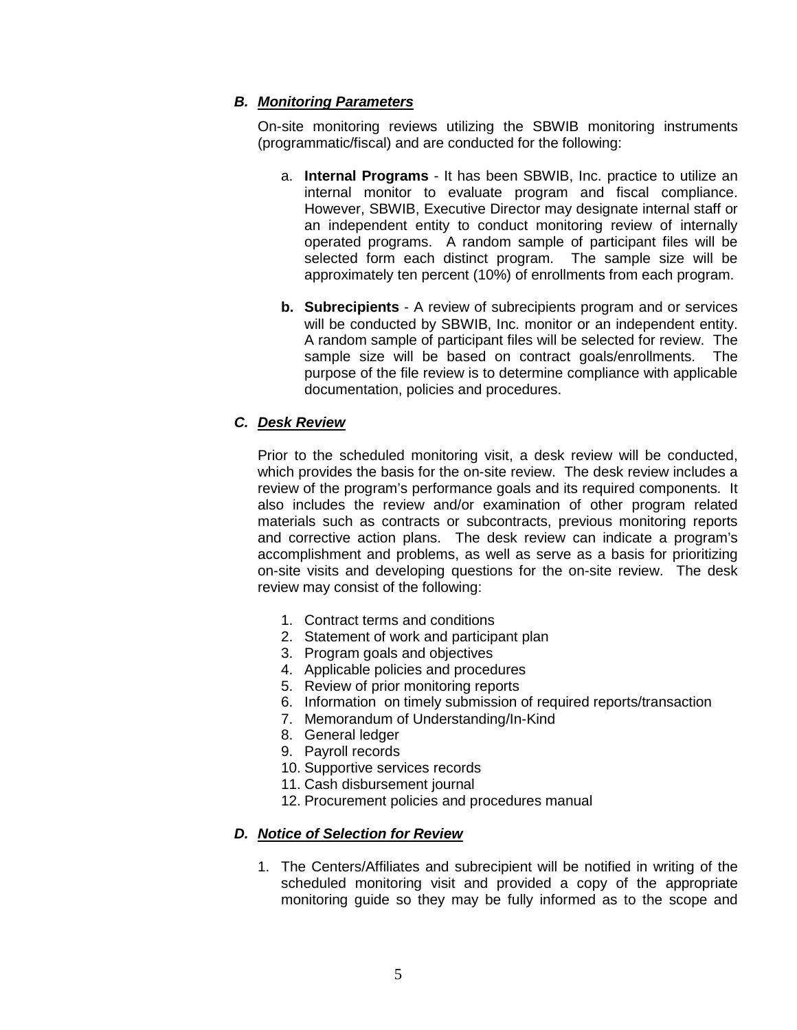### ***B. Monitoring Parameters***

On-site monitoring reviews utilizing the SBWIB monitoring instruments (programmatic/fiscal) and are conducted for the following:

a. **Internal Programs** - It has been SBWIB, Inc. practice to utilize an internal monitor to evaluate program and fiscal compliance. However, SBWIB, Executive Director may designate internal staff or an independent entity to conduct monitoring review of internally operated programs. A random sample of participant files will be selected form each distinct program. The sample size will be approximately ten percent (10%) of enrollments from each program.

**b. Subrecipients** - A review of subrecipients program and or services will be conducted by SBWIB, Inc. monitor or an independent entity. A random sample of participant files will be selected for review. The sample size will be based on contract goals/enrollments. The purpose of the file review is to determine compliance with applicable documentation, policies and procedures.

### ***C. Desk Review***

Prior to the scheduled monitoring visit, a desk review will be conducted, which provides the basis for the on-site review. The desk review includes a review of the program's performance goals and its required components. It also includes the review and/or examination of other program related materials such as contracts or subcontracts, previous monitoring reports and corrective action plans. The desk review can indicate a program's accomplishment and problems, as well as serve as a basis for prioritizing on-site visits and developing questions for the on-site review. The desk review may consist of the following:

1. Contract terms and conditions
2. Statement of work and participant plan
3. Program goals and objectives
4. Applicable policies and procedures
5. Review of prior monitoring reports
6. Information on timely submission of required reports/transaction
7. Memorandum of Understanding/In-Kind
8. General ledger
9. Payroll records
10. Supportive services records
11. Cash disbursement journal
12. Procurement policies and procedures manual

### ***D. Notice of Selection for Review***

1. The Centers/Affiliates and subrecipient will be notified in writing of the scheduled monitoring visit and provided a copy of the appropriate monitoring guide so they may be fully informed as to the scope and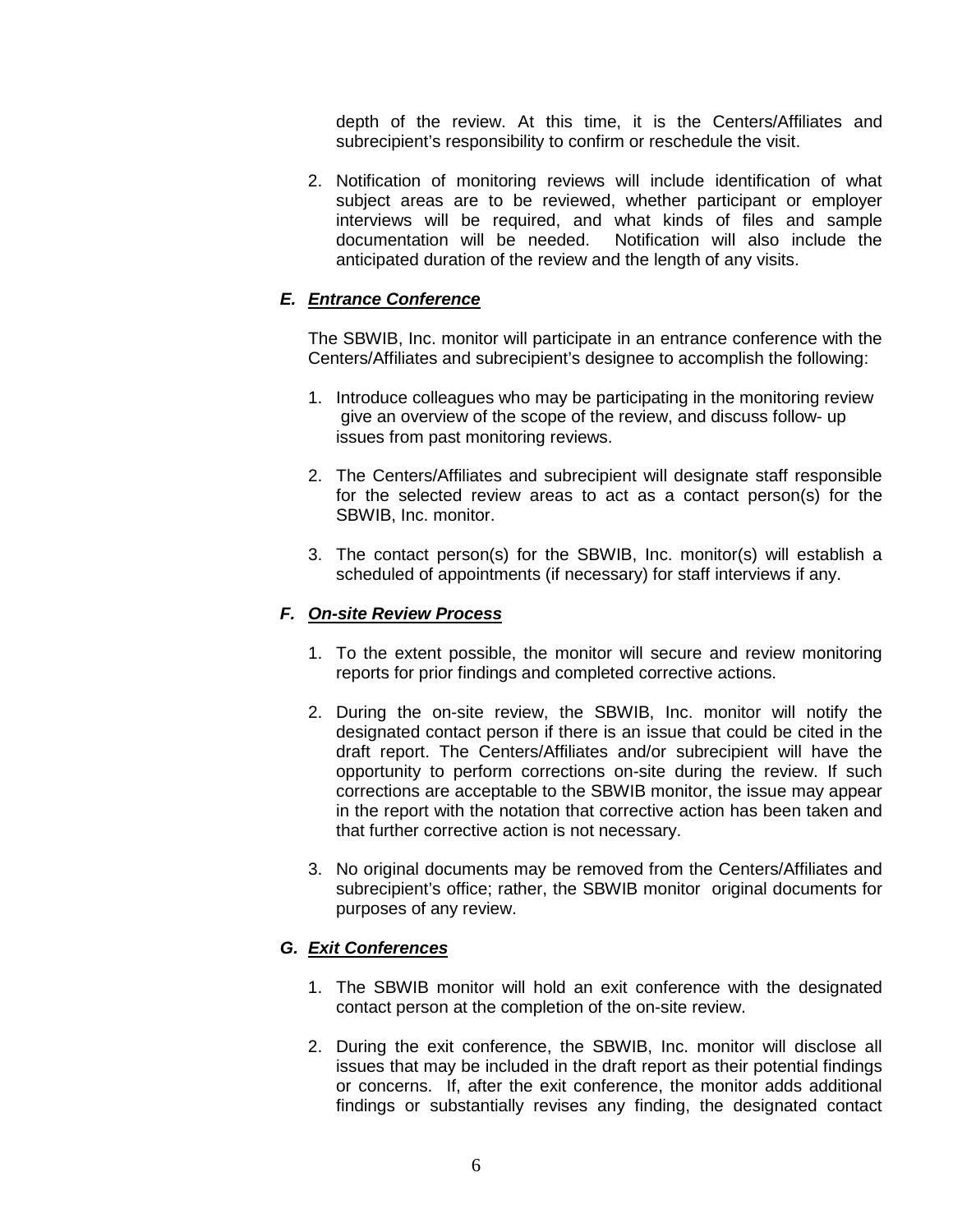depth of the review. At this time, it is the Centers/Affiliates and subrecipient's responsibility to confirm or reschedule the visit.

2. Notification of monitoring reviews will include identification of what subject areas are to be reviewed, whether participant or employer interviews will be required, and what kinds of files and sample documentation will be needed. Notification will also include the anticipated duration of the review and the length of any visits.

### *E. Entrance Conference*

The SBWIB, Inc. monitor will participate in an entrance conference with the Centers/Affiliates and subrecipient's designee to accomplish the following:

1. Introduce colleagues who may be participating in the monitoring review give an overview of the scope of the review, and discuss follow- up issues from past monitoring reviews.

2. The Centers/Affiliates and subrecipient will designate staff responsible for the selected review areas to act as a contact person(s) for the SBWIB, Inc. monitor.

3. The contact person(s) for the SBWIB, Inc. monitor(s) will establish a scheduled of appointments (if necessary) for staff interviews if any.

### *F. On-site Review Process*

1. To the extent possible, the monitor will secure and review monitoring reports for prior findings and completed corrective actions.

2. During the on-site review, the SBWIB, Inc. monitor will notify the designated contact person if there is an issue that could be cited in the draft report. The Centers/Affiliates and/or subrecipient will have the opportunity to perform corrections on-site during the review. If such corrections are acceptable to the SBWIB monitor, the issue may appear in the report with the notation that corrective action has been taken and that further corrective action is not necessary.

3. No original documents may be removed from the Centers/Affiliates and subrecipient's office; rather, the SBWIB monitor original documents for purposes of any review.

### *G. Exit Conferences*

1. The SBWIB monitor will hold an exit conference with the designated contact person at the completion of the on-site review.

2. During the exit conference, the SBWIB, Inc. monitor will disclose all issues that may be included in the draft report as their potential findings or concerns. If, after the exit conference, the monitor adds additional findings or substantially revises any finding, the designated contact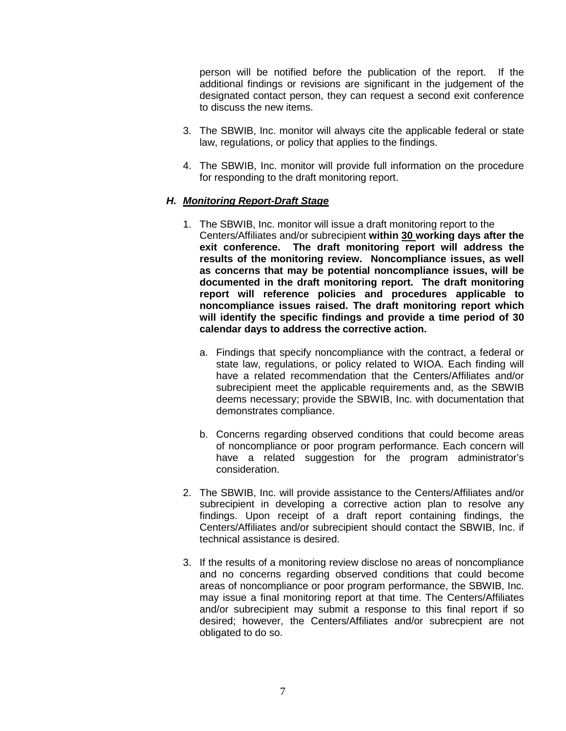person will be notified before the publication of the report. If the additional findings or revisions are significant in the judgement of the designated contact person, they can request a second exit conference to discuss the new items.

3. The SBWIB, Inc. monitor will always cite the applicable federal or state law, regulations, or policy that applies to the findings.

4. The SBWIB, Inc. monitor will provide full information on the procedure for responding to the draft monitoring report.

### H. ***Monitoring Report-Draft Stage***

1. The SBWIB, Inc. monitor will issue a draft monitoring report to the Centers/Affiliates and/or subrecipient **within 30 working days after the exit conference. The draft monitoring report will address the results of the monitoring review. Noncompliance issues, as well as concerns that may be potential noncompliance issues, will be documented in the draft monitoring report. The draft monitoring report will reference policies and procedures applicable to noncompliance issues raised. The draft monitoring report which will identify the specific findings and provide a time period of 30 calendar days to address the corrective action.**

   a. Findings that specify noncompliance with the contract, a federal or state law, regulations, or policy related to WIOA. Each finding will have a related recommendation that the Centers/Affiliates and/or subrecipient meet the applicable requirements and, as the SBWIB deems necessary; provide the SBWIB, Inc. with documentation that demonstrates compliance.

   b. Concerns regarding observed conditions that could become areas of noncompliance or poor program performance. Each concern will have a related suggestion for the program administrator's consideration.

2. The SBWIB, Inc. will provide assistance to the Centers/Affiliates and/or subrecipient in developing a corrective action plan to resolve any findings. Upon receipt of a draft report containing findings, the Centers/Affiliates and/or subrecipient should contact the SBWIB, Inc. if technical assistance is desired.

3. If the results of a monitoring review disclose no areas of noncompliance and no concerns regarding observed conditions that could become areas of noncompliance or poor program performance, the SBWIB, Inc. may issue a final monitoring report at that time. The Centers/Affiliates and/or subrecipient may submit a response to this final report if so desired; however, the Centers/Affiliates and/or subrecpient are not obligated to do so.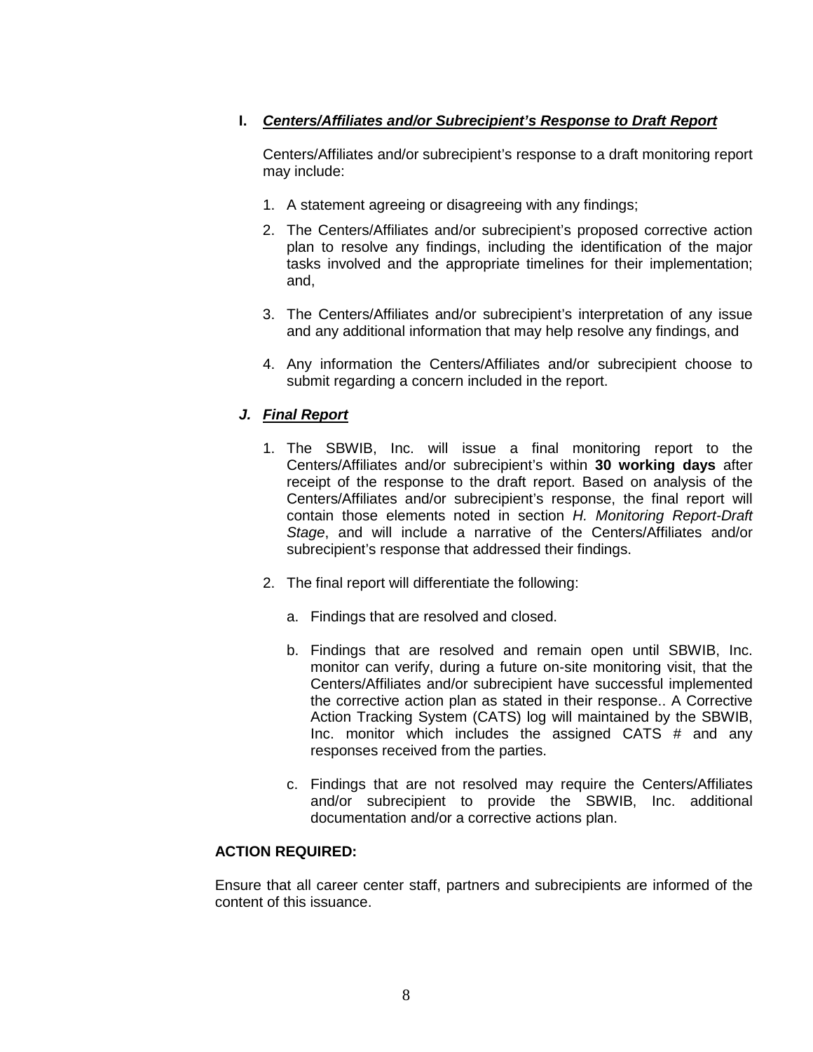### I. ***Centers/Affiliates and/or Subrecipient's Response to Draft Report***

Centers/Affiliates and/or subrecipient's response to a draft monitoring report may include:

1. A statement agreeing or disagreeing with any findings;
2. The Centers/Affiliates and/or subrecipient's proposed corrective action plan to resolve any findings, including the identification of the major tasks involved and the appropriate timelines for their implementation; and,
3. The Centers/Affiliates and/or subrecipient's interpretation of any issue and any additional information that may help resolve any findings, and
4. Any information the Centers/Affiliates and/or subrecipient choose to submit regarding a concern included in the report.

### *J. **Final Report***

1. The SBWIB, Inc. will issue a final monitoring report to the Centers/Affiliates and/or subrecipient's within **30 working days** after receipt of the response to the draft report. Based on analysis of the Centers/Affiliates and/or subrecipient's response, the final report will contain those elements noted in section *H. Monitoring Report-Draft Stage*, and will include a narrative of the Centers/Affiliates and/or subrecipient's response that addressed their findings.
2. The final report will differentiate the following:
   a. Findings that are resolved and closed.
   b. Findings that are resolved and remain open until SBWIB, Inc. monitor can verify, during a future on-site monitoring visit, that the Centers/Affiliates and/or subrecipient have successful implemented the corrective action plan as stated in their response.. A Corrective Action Tracking System (CATS) log will maintained by the SBWIB, Inc. monitor which includes the assigned CATS # and any responses received from the parties.
   c. Findings that are not resolved may require the Centers/Affiliates and/or subrecipient to provide the SBWIB, Inc. additional documentation and/or a corrective actions plan.

**ACTION REQUIRED:**

Ensure that all career center staff, partners and subrecipients are informed of the content of this issuance.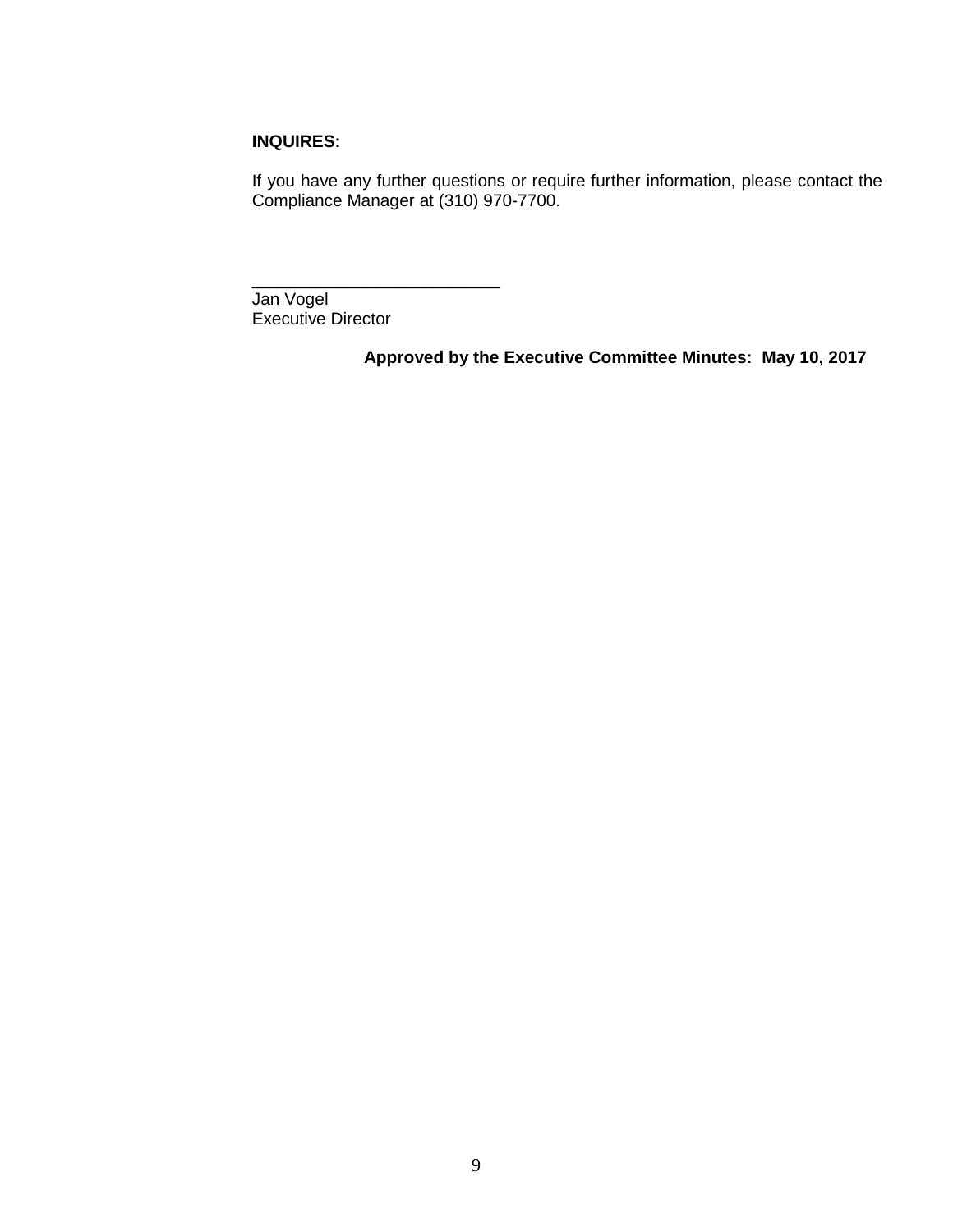**INQUIRES:**

If you have any further questions or require further information, please contact the Compliance Manager at (310) 970-7700.

\_\_\_\_\_\_\_\_\_\_\_\_\_\_\_\_\_\_\_\_\_\_\_\_\_\_

Jan Vogel
Executive Director

**Approved by the Executive Committee Minutes: May 10, 2017**